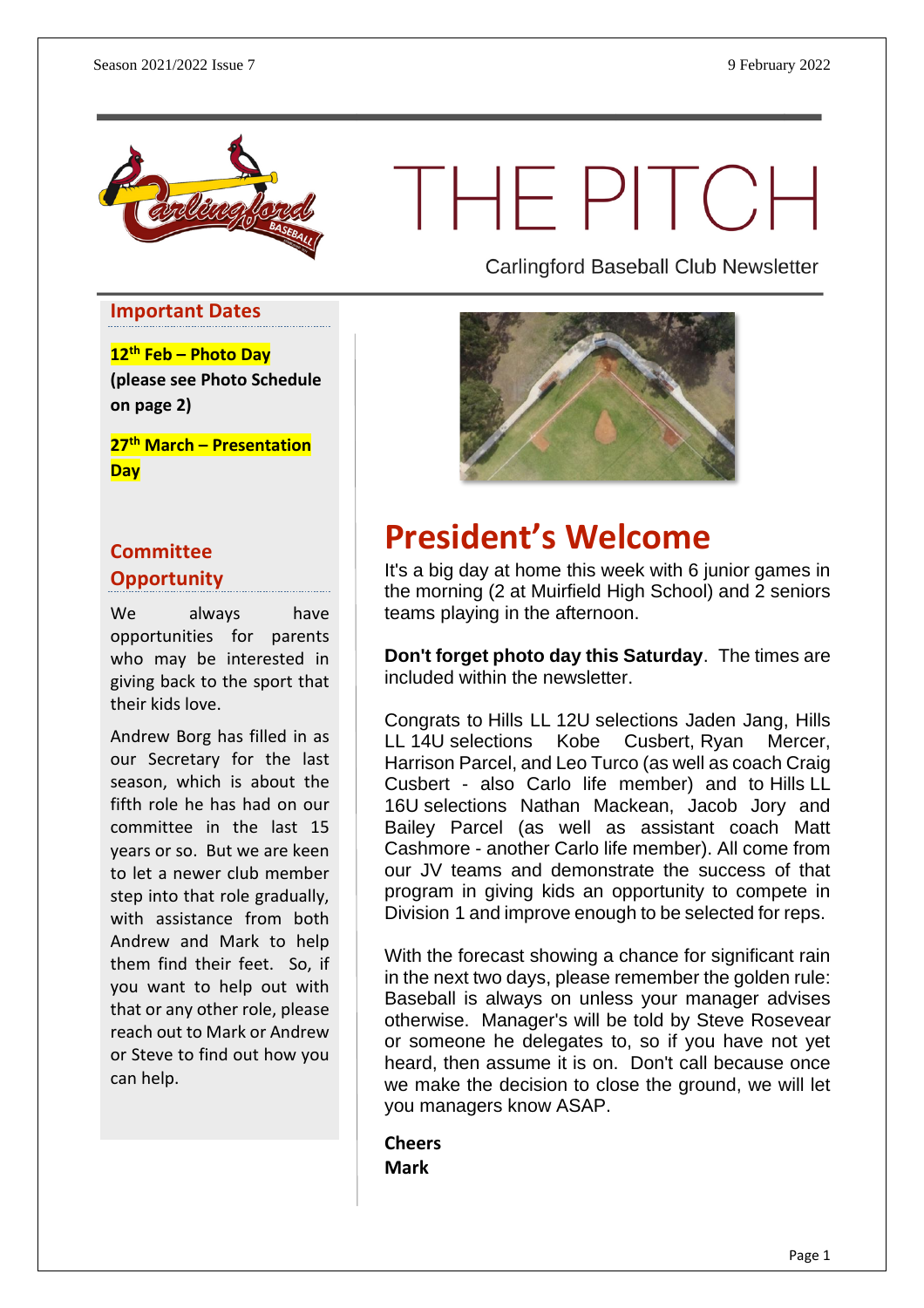# THE PITCH

Carlingford Baseball Club Newsletter

Season 2021/2022 Issue 7 — 9 February 2022

## Important Dates

**12th Feb – Photo Day**
**(please see Photo Schedule on page 2)**

**27th March – Presentation Day**

## Committee Opportunity

We always have opportunities for parents who may be interested in giving back to the sport that their kids love.

Andrew Borg has filled in as our Secretary for the last season, which is about the fifth role he has had on our committee in the last 15 years or so. But we are keen to let a newer club member step into that role gradually, with assistance from both Andrew and Mark to help them find their feet. So, if you want to help out with that or any other role, please reach out to Mark or Andrew or Steve to find out how you can help.

# President's Welcome

It's a big day at home this week with 6 junior games in the morning (2 at Muirfield High School) and 2 seniors teams playing in the afternoon.

**Don't forget photo day this Saturday**. The times are included within the newsletter.

Congrats to Hills LL 12U selections Jaden Jang, Hills LL 14U selections Kobe Cusbert, Ryan Mercer, Harrison Parcel, and Leo Turco (as well as coach Craig Cusbert - also Carlo life member) and to Hills LL 16U selections Nathan Mackean, Jacob Jory and Bailey Parcel (as well as assistant coach Matt Cashmore - another Carlo life member). All come from our JV teams and demonstrate the success of that program in giving kids an opportunity to compete in Division 1 and improve enough to be selected for reps.

With the forecast showing a chance for significant rain in the next two days, please remember the golden rule: Baseball is always on unless your manager advises otherwise. Manager's will be told by Steve Rosevear or someone he delegates to, so if you have not yet heard, then assume it is on. Don't call because once we make the decision to close the ground, we will let you managers know ASAP.

**Cheers**
**Mark**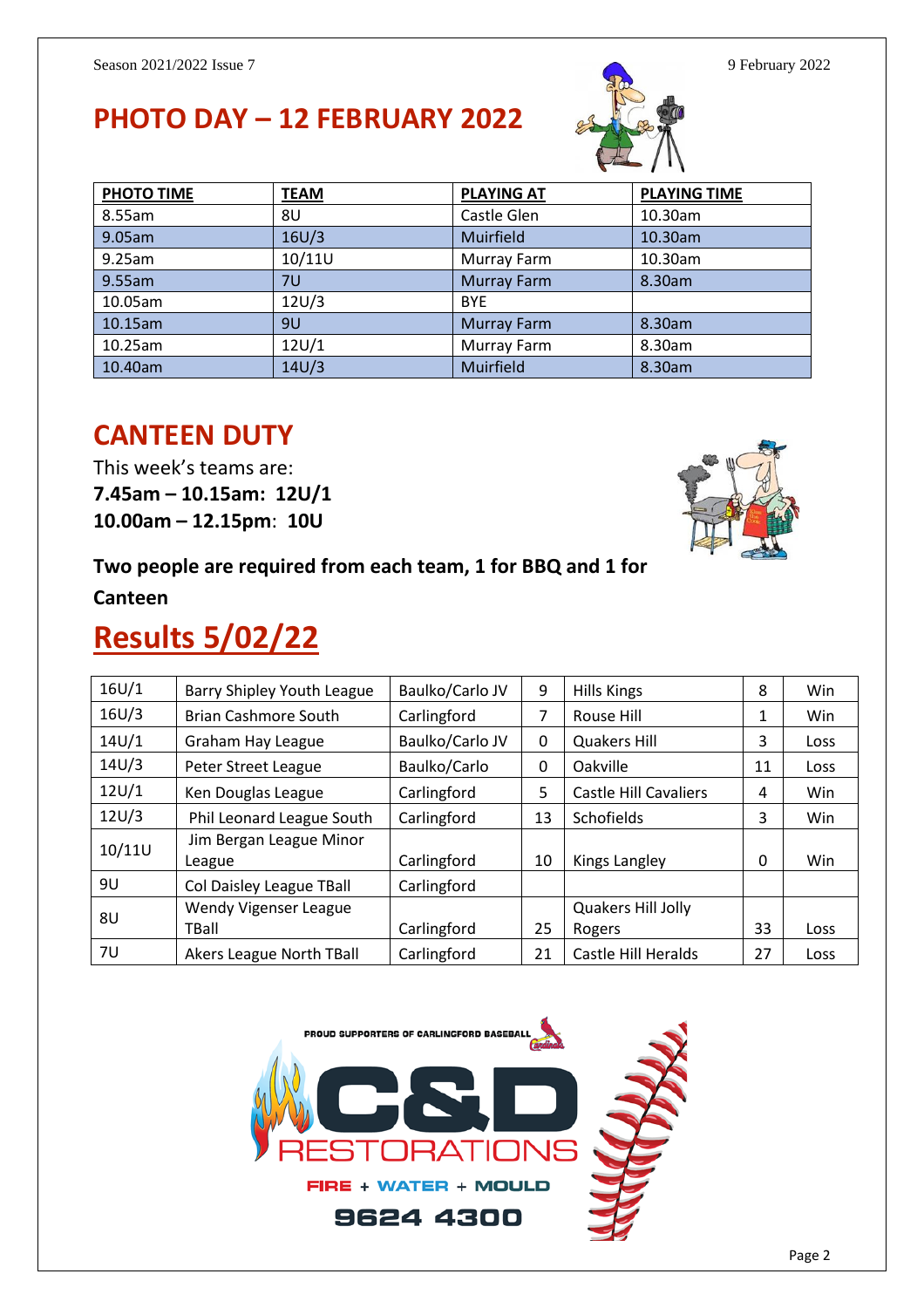## PHOTO DAY – 12 FEBRUARY 2022

| PHOTO TIME | TEAM | PLAYING AT | PLAYING TIME |
|---|---|---|---|
| 8.55am | 8U | Castle Glen | 10.30am |
| 9.05am | 16U/3 | Muirfield | 10.30am |
| 9.25am | 10/11U | Murray Farm | 10.30am |
| 9.55am | 7U | Murray Farm | 8.30am |
| 10.05am | 12U/3 | BYE | |
| 10.15am | 9U | Murray Farm | 8.30am |
| 10.25am | 12U/1 | Murray Farm | 8.30am |
| 10.40am | 14U/3 | Muirfield | 8.30am |

## CANTEEN DUTY

This week's teams are:

**7.45am – 10.15am: 12U/1**

**10.00am – 12.15pm: 10U**

**Two people are required from each team, 1 for BBQ and 1 for Canteen**

# Results 5/02/22

| | | | | | | |
|---|---|---|---|---|---|---|
| 16U/1 | Barry Shipley Youth League | Baulko/Carlo JV | 9 | Hills Kings | 8 | Win |
| 16U/3 | Brian Cashmore South | Carlingford | 7 | Rouse Hill | 1 | Win |
| 14U/1 | Graham Hay League | Baulko/Carlo JV | 0 | Quakers Hill | 3 | Loss |
| 14U/3 | Peter Street League | Baulko/Carlo | 0 | Oakville | 11 | Loss |
| 12U/1 | Ken Douglas League | Carlingford | 5 | Castle Hill Cavaliers | 4 | Win |
| 12U/3 | Phil Leonard League South | Carlingford | 13 | Schofields | 3 | Win |
| 10/11U | Jim Bergan League Minor League | Carlingford | 10 | Kings Langley | 0 | Win |
| 9U | Col Daisley League TBall | Carlingford | | | | |
| 8U | Wendy Vigenser League TBall | Carlingford | 25 | Quakers Hill Jolly Rogers | 33 | Loss |
| 7U | Akers League North TBall | Carlingford | 21 | Castle Hill Heralds | 27 | Loss |

PROUD SUPPORTERS OF CARLINGFORD BASEBALL

C&D RESTORATIONS

FIRE + WATER + MOULD

9624 4300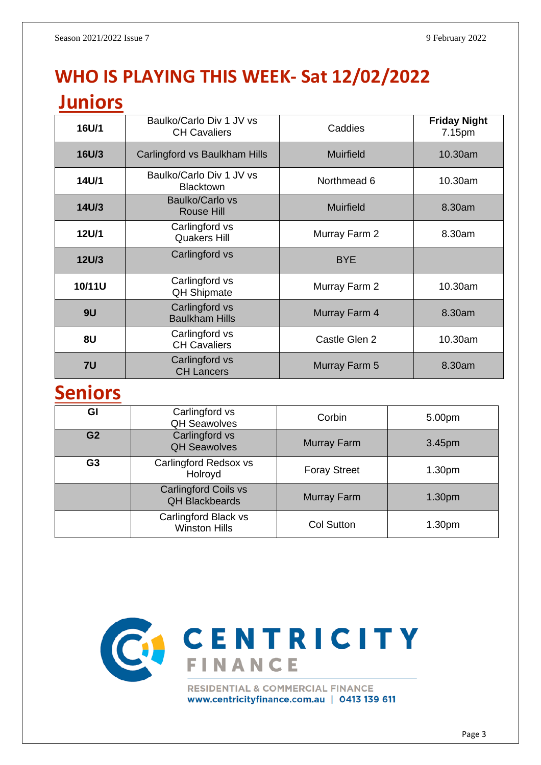# WHO IS PLAYING THIS WEEK- Sat 12/02/2022

## Juniors

| | | | |
|---|---|---|---|
| **16U/1** | Baulko/Carlo Div 1 JV vs CH Cavaliers | Caddies | **Friday Night** 7.15pm |
| **16U/3** | Carlingford vs Baulkham Hills | Muirfield | 10.30am |
| **14U/1** | Baulko/Carlo Div 1 JV vs Blacktown | Northmead 6 | 10.30am |
| **14U/3** | Baulko/Carlo vs Rouse Hill | Muirfield | 8.30am |
| **12U/1** | Carlingford vs Quakers Hill | Murray Farm 2 | 8.30am |
| **12U/3** | Carlingford vs | BYE | |
| **10/11U** | Carlingford vs QH Shipmate | Murray Farm 2 | 10.30am |
| **9U** | Carlingford vs Baulkham Hills | Murray Farm 4 | 8.30am |
| **8U** | Carlingford vs CH Cavaliers | Castle Glen 2 | 10.30am |
| **7U** | Carlingford vs CH Lancers | Murray Farm 5 | 8.30am |

## Seniors

| | | | |
|---|---|---|---|
| **GI** | Carlingford vs QH Seawolves | Corbin | 5.00pm |
| **G2** | Carlingford vs QH Seawolves | Murray Farm | 3.45pm |
| **G3** | Carlingford Redsox vs Holroyd | Foray Street | 1.30pm |
| | Carlingford Coils vs QH Blackbeards | Murray Farm | 1.30pm |
| | Carlingford Black vs Winston Hills | Col Sutton | 1.30pm |

CENTRICITY FINANCE

RESIDENTIAL & COMMERCIAL FINANCE
www.centricityfinance.com.au | 0413 139 611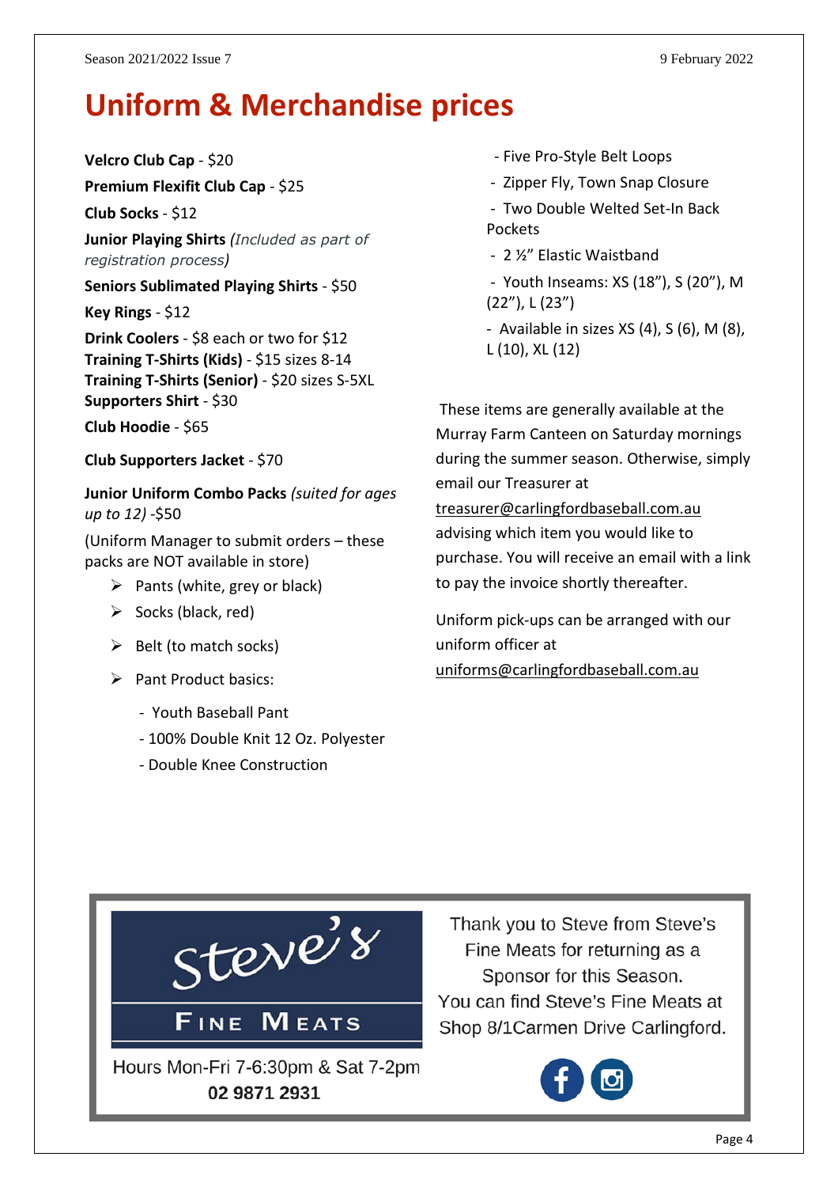# Uniform & Merchandise prices

**Velcro Club Cap** - $20

**Premium Flexifit Club Cap** - $25

**Club Socks** - $12

**Junior Playing Shirts** *(Included as part of registration process)*

**Seniors Sublimated Playing Shirts** - $50

**Key Rings** - $12

**Drink Coolers** - $8 each or two for $12
**Training T-Shirts (Kids)** - $15 sizes 8-14
**Training T-Shirts (Senior)** - $20 sizes S-5XL
**Supporters Shirt** - $30

**Club Hoodie** - $65

**Club Supporters Jacket** - $70

**Junior Uniform Combo Packs** *(suited for ages up to 12)* -$50

(Uniform Manager to submit orders – these packs are NOT available in store)

- Pants (white, grey or black)
- Socks (black, red)
- Belt (to match socks)
- Pant Product basics:
  - Youth Baseball Pant
  - 100% Double Knit 12 Oz. Polyester
  - Double Knee Construction
  - Five Pro-Style Belt Loops
  - Zipper Fly, Town Snap Closure
  - Two Double Welted Set-In Back Pockets
  - 2 ½" Elastic Waistband
  - Youth Inseams: XS (18"), S (20"), M (22"), L (23")
  - Available in sizes XS (4), S (6), M (8), L (10), XL (12)

These items are generally available at the Murray Farm Canteen on Saturday mornings during the summer season. Otherwise, simply email our Treasurer at treasurer@carlingfordbaseball.com.au advising which item you would like to purchase. You will receive an email with a link to pay the invoice shortly thereafter.

Uniform pick-ups can be arranged with our uniform officer at uniforms@carlingfordbaseball.com.au

Steve's Fine Meats

Hours Mon-Fri 7-6:30pm & Sat 7-2pm
**02 9871 2931**

Thank you to Steve from Steve's Fine Meats for returning as a Sponsor for this Season.
You can find Steve's Fine Meats at Shop 8/1Carmen Drive Carlingford.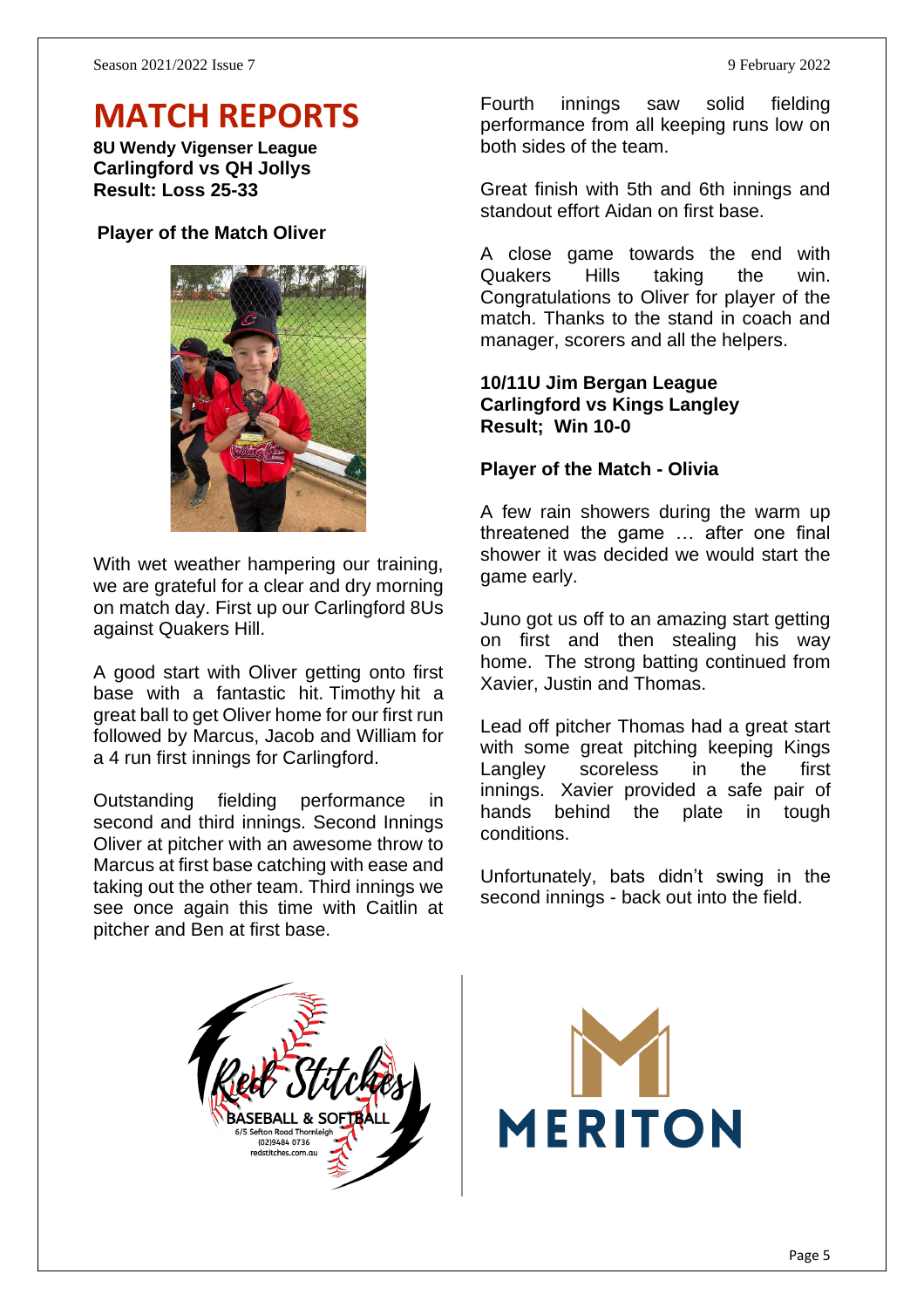# MATCH REPORTS

**8U Wendy Vigenser League**
**Carlingford vs QH Jollys**
**Result: Loss 25-33**

**Player of the Match Oliver**

With wet weather hampering our training, we are grateful for a clear and dry morning on match day. First up our Carlingford 8Us against Quakers Hill.

A good start with Oliver getting onto first base with a fantastic hit. Timothy hit a great ball to get Oliver home for our first run followed by Marcus, Jacob and William for a 4 run first innings for Carlingford.

Outstanding fielding performance in second and third innings. Second Innings Oliver at pitcher with an awesome throw to Marcus at first base catching with ease and taking out the other team. Third innings we see once again this time with Caitlin at pitcher and Ben at first base.

Fourth innings saw solid fielding performance from all keeping runs low on both sides of the team.

Great finish with 5th and 6th innings and standout effort Aidan on first base.

A close game towards the end with Quakers Hills taking the win. Congratulations to Oliver for player of the match. Thanks to the stand in coach and manager, scorers and all the helpers.

**10/11U Jim Bergan League**
**Carlingford vs Kings Langley**
**Result; Win 10-0**

**Player of the Match - Olivia**

A few rain showers during the warm up threatened the game … after one final shower it was decided we would start the game early.

Juno got us off to an amazing start getting on first and then stealing his way home. The strong batting continued from Xavier, Justin and Thomas.

Lead off pitcher Thomas had a great start with some great pitching keeping Kings Langley scoreless in the first innings. Xavier provided a safe pair of hands behind the plate in tough conditions.

Unfortunately, bats didn't swing in the second innings - back out into the field.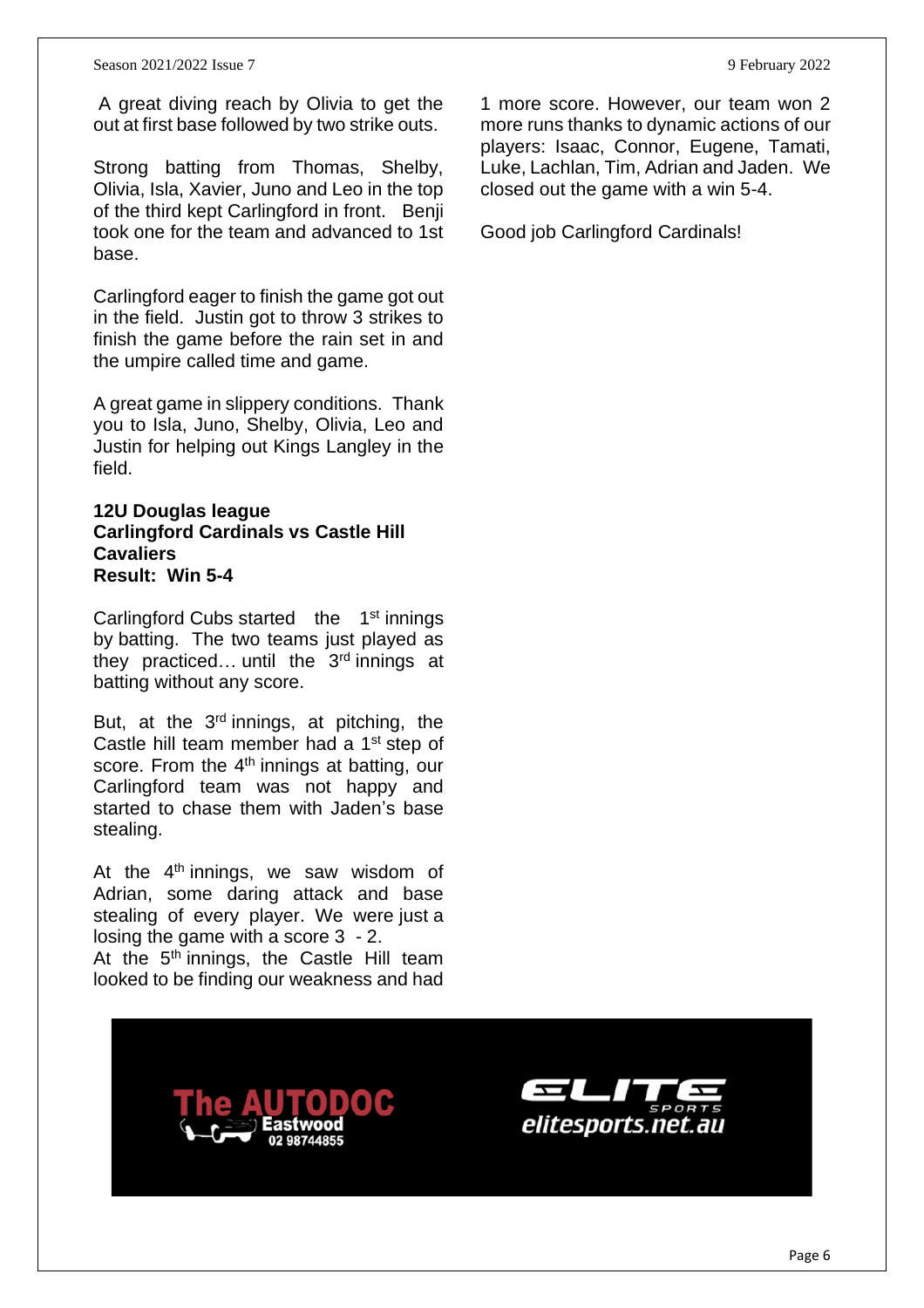A great diving reach by Olivia to get the out at first base followed by two strike outs.

Strong batting from Thomas, Shelby, Olivia, Isla, Xavier, Juno and Leo in the top of the third kept Carlingford in front. Benji took one for the team and advanced to 1st base.

Carlingford eager to finish the game got out in the field. Justin got to throw 3 strikes to finish the game before the rain set in and the umpire called time and game.

A great game in slippery conditions. Thank you to Isla, Juno, Shelby, Olivia, Leo and Justin for helping out Kings Langley in the field.

**12U Douglas league**
**Carlingford Cardinals vs Castle Hill Cavaliers**
**Result: Win 5-4**

Carlingford Cubs started the 1st innings by batting. The two teams just played as they practiced… until the 3rd innings at batting without any score.

But, at the 3rd innings, at pitching, the Castle hill team member had a 1st step of score. From the 4th innings at batting, our Carlingford team was not happy and started to chase them with Jaden's base stealing.

At the 4th innings, we saw wisdom of Adrian, some daring attack and base stealing of every player. We were just a losing the game with a score 3 - 2.
At the 5th innings, the Castle Hill team looked to be finding our weakness and had 1 more score. However, our team won 2 more runs thanks to dynamic actions of our players: Isaac, Connor, Eugene, Tamati, Luke, Lachlan, Tim, Adrian and Jaden. We closed out the game with a win 5-4.

Good job Carlingford Cardinals!

The AUTODOC Eastwood 02 98744855

ELITE SPORTS elitesports.net.au